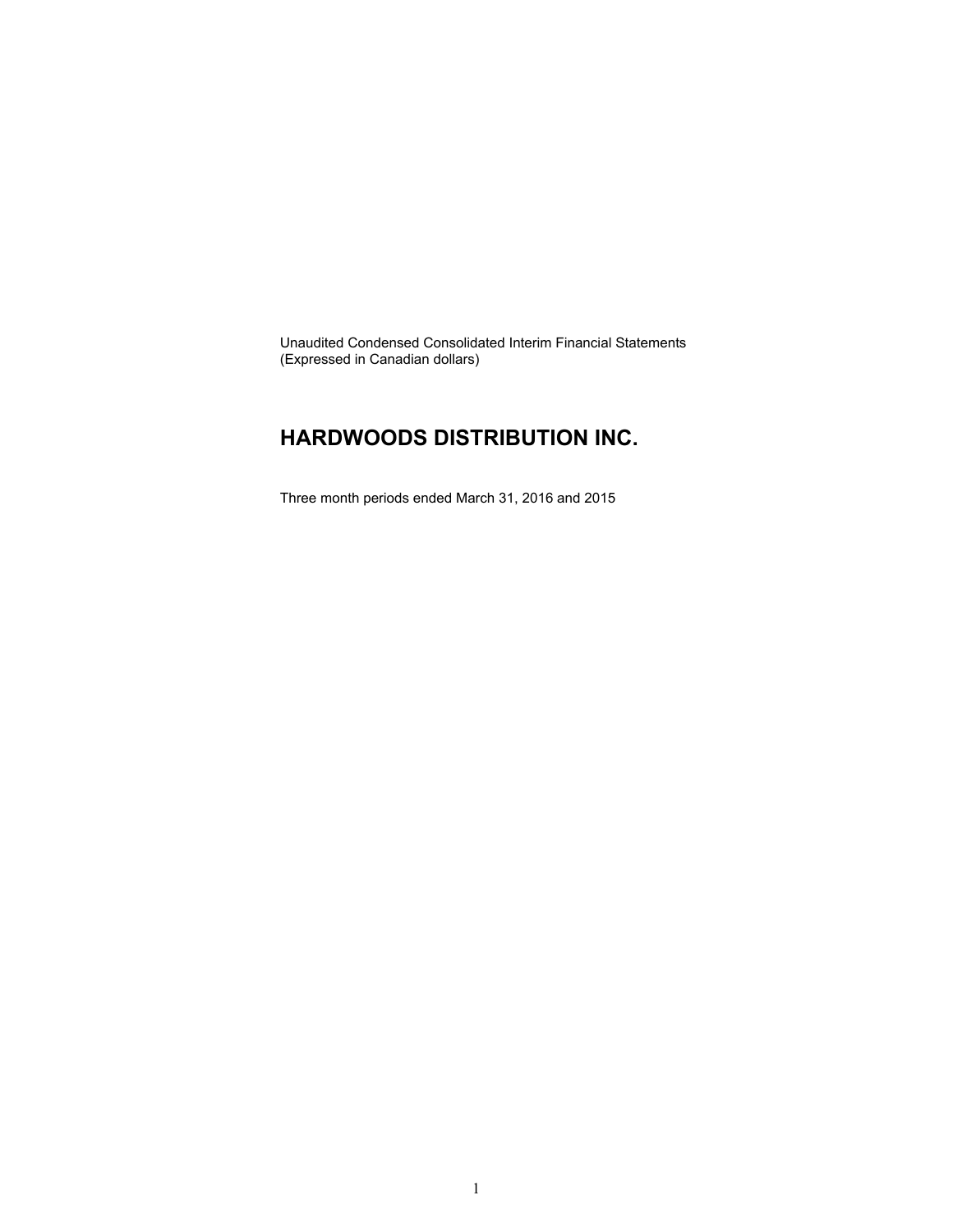Unaudited Condensed Consolidated Interim Financial Statements
(Expressed in Canadian dollars)

# HARDWOODS DISTRIBUTION INC.

Three month periods ended March 31, 2016 and 2015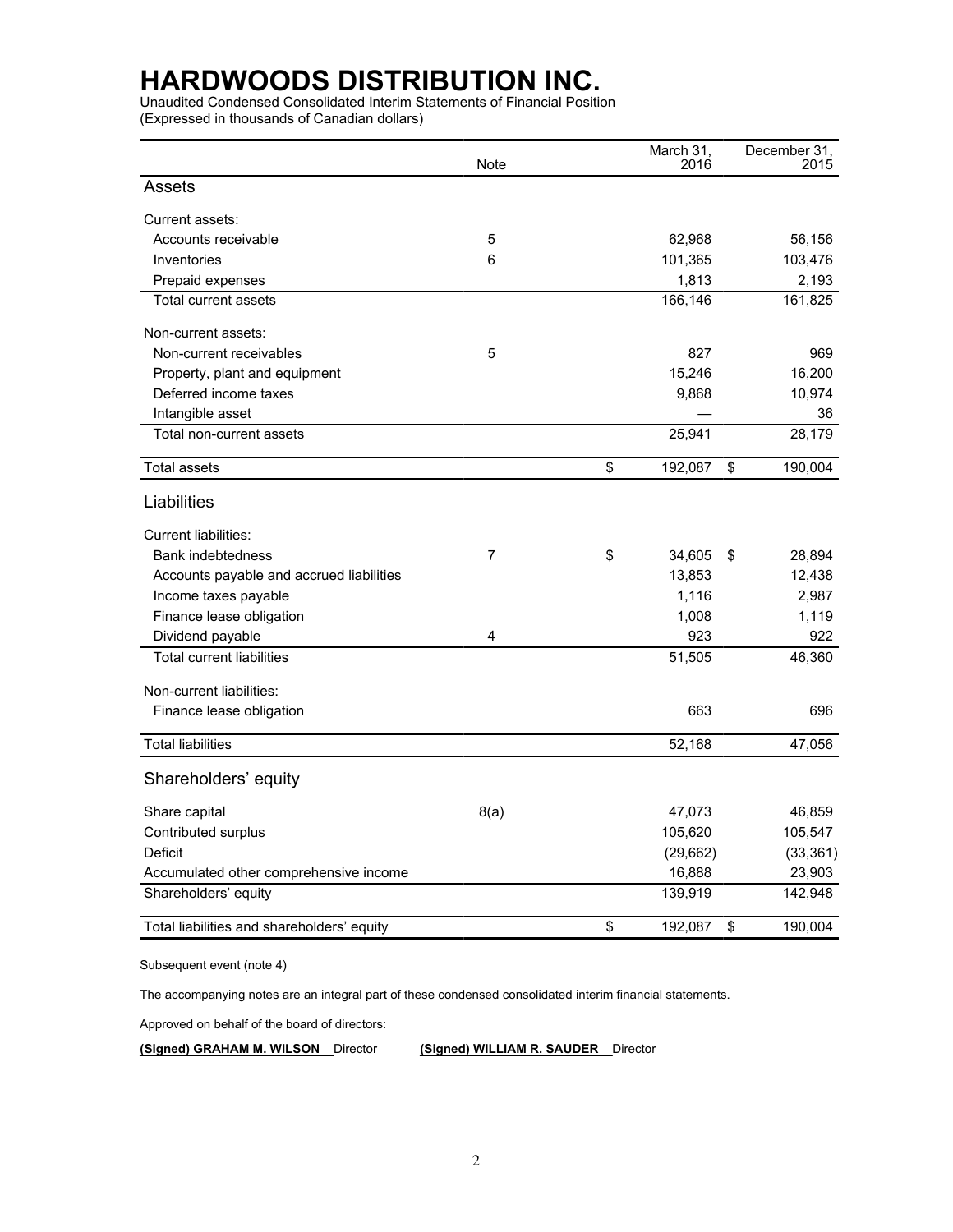# HARDWOODS DISTRIBUTION INC.

Unaudited Condensed Consolidated Interim Statements of Financial Position
(Expressed in thousands of Canadian dollars)

| | Note | March 31, 2016 | December 31, 2015 |
|---|---|---|---|
| **Assets** | | | |
| Current assets: | | | |
| Accounts receivable | 5 | 62,968 | 56,156 |
| Inventories | 6 | 101,365 | 103,476 |
| Prepaid expenses | | 1,813 | 2,193 |
| Total current assets | | 166,146 | 161,825 |
| Non-current assets: | | | |
| Non-current receivables | 5 | 827 | 969 |
| Property, plant and equipment | | 15,246 | 16,200 |
| Deferred income taxes | | 9,868 | 10,974 |
| Intangible asset | | — | 36 |
| Total non-current assets | | 25,941 | 28,179 |
| Total assets | | $ 192,087 | $ 190,004 |
| **Liabilities** | | | |
| Current liabilities: | | | |
| Bank indebtedness | 7 | $ 34,605 | $ 28,894 |
| Accounts payable and accrued liabilities | | 13,853 | 12,438 |
| Income taxes payable | | 1,116 | 2,987 |
| Finance lease obligation | | 1,008 | 1,119 |
| Dividend payable | 4 | 923 | 922 |
| Total current liabilities | | 51,505 | 46,360 |
| Non-current liabilities: | | | |
| Finance lease obligation | | 663 | 696 |
| Total liabilities | | 52,168 | 47,056 |
| **Shareholders' equity** | | | |
| Share capital | 8(a) | 47,073 | 46,859 |
| Contributed surplus | | 105,620 | 105,547 |
| Deficit | | (29,662) | (33,361) |
| Accumulated other comprehensive income | | 16,888 | 23,903 |
| Shareholders' equity | | 139,919 | 142,948 |
| Total liabilities and shareholders' equity | | $ 192,087 | $ 190,004 |

Subsequent event (note 4)

The accompanying notes are an integral part of these condensed consolidated interim financial statements.

Approved on behalf of the board of directors:

**(Signed) GRAHAM M. WILSON** Director **(Signed) WILLIAM R. SAUDER** Director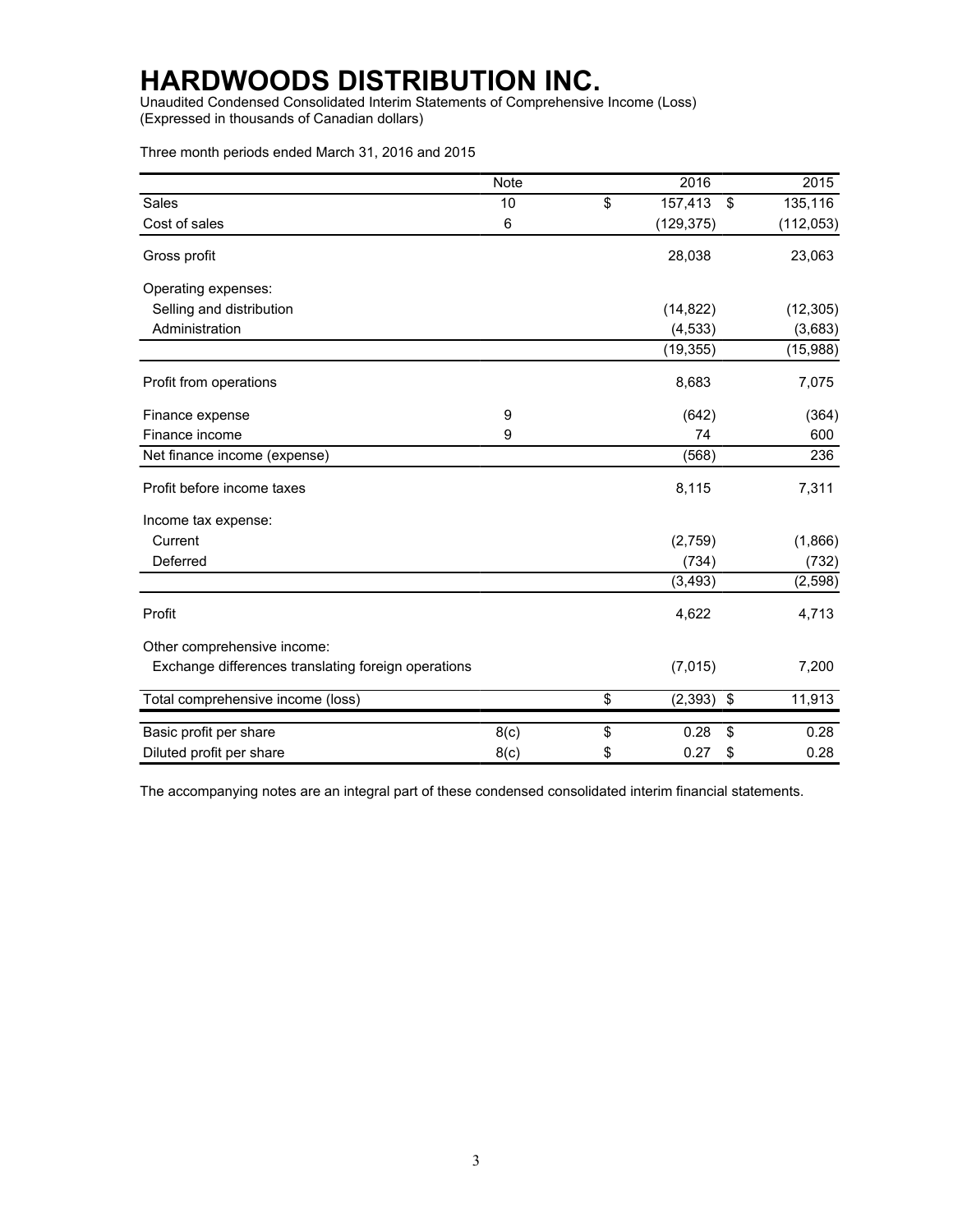# HARDWOODS DISTRIBUTION INC.

Unaudited Condensed Consolidated Interim Statements of Comprehensive Income (Loss)
(Expressed in thousands of Canadian dollars)

Three month periods ended March 31, 2016 and 2015

| | Note | 2016 | 2015 |
|---|---|---|---|
| Sales | 10 | $ 157,413 | $ 135,116 |
| Cost of sales | 6 | (129,375) | (112,053) |
| Gross profit | | 28,038 | 23,063 |
| Operating expenses: | | | |
| Selling and distribution | | (14,822) | (12,305) |
| Administration | | (4,533) | (3,683) |
| | | (19,355) | (15,988) |
| Profit from operations | | 8,683 | 7,075 |
| Finance expense | 9 | (642) | (364) |
| Finance income | 9 | 74 | 600 |
| Net finance income (expense) | | (568) | 236 |
| Profit before income taxes | | 8,115 | 7,311 |
| Income tax expense: | | | |
| Current | | (2,759) | (1,866) |
| Deferred | | (734) | (732) |
| | | (3,493) | (2,598) |
| Profit | | 4,622 | 4,713 |
| Other comprehensive income: | | | |
| Exchange differences translating foreign operations | | (7,015) | 7,200 |
| Total comprehensive income (loss) | | $ (2,393) | $ 11,913 |
| Basic profit per share | 8(c) | $ 0.28 | $ 0.28 |
| Diluted profit per share | 8(c) | $ 0.27 | $ 0.28 |

The accompanying notes are an integral part of these condensed consolidated interim financial statements.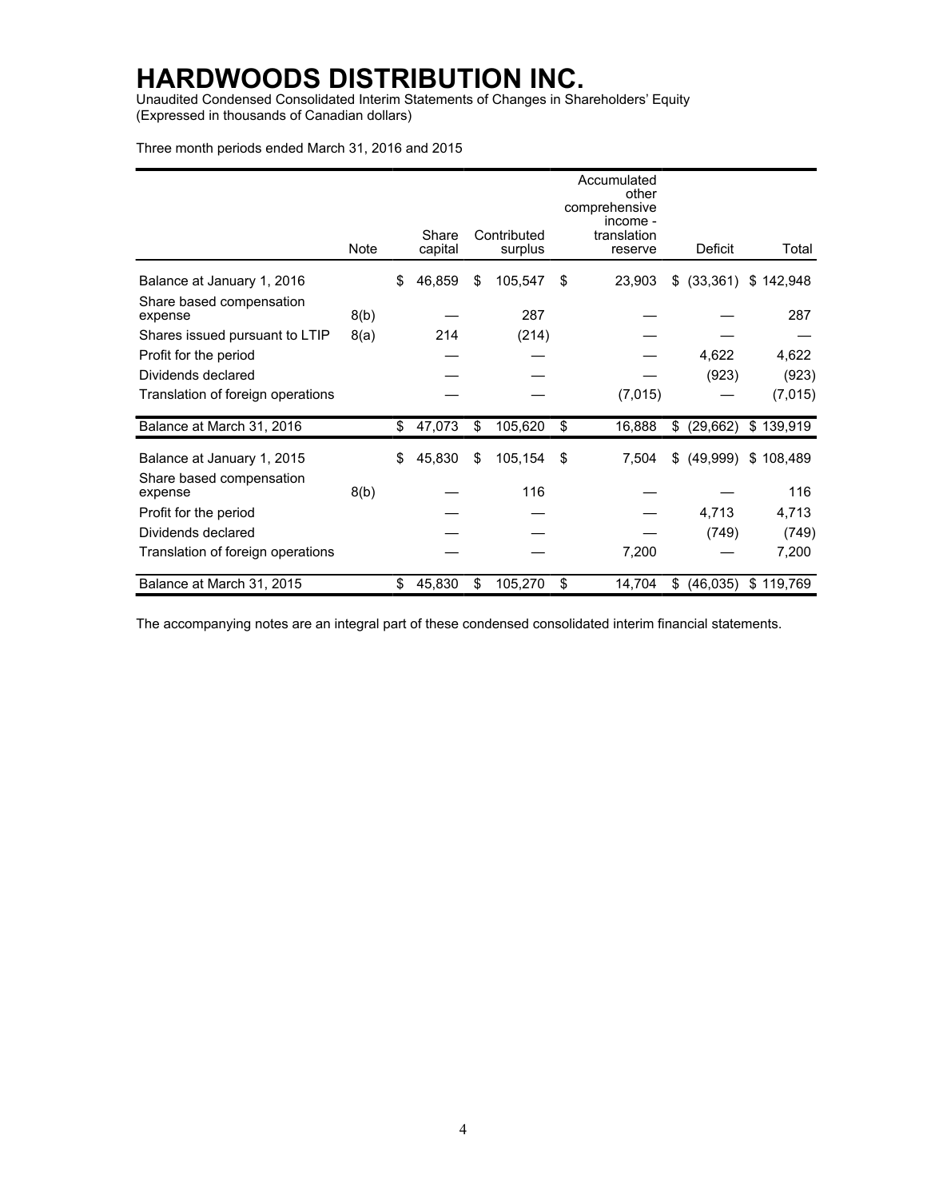# HARDWOODS DISTRIBUTION INC.

Unaudited Condensed Consolidated Interim Statements of Changes in Shareholders' Equity
(Expressed in thousands of Canadian dollars)

Three month periods ended March 31, 2016 and 2015

| | Note | Share capital | Contributed surplus | Accumulated other comprehensive income - translation reserve | Deficit | Total |
|---|---|---|---|---|---|---|
| Balance at January 1, 2016 | | $ 46,859 | $ 105,547 | $ 23,903 | $ (33,361) | $ 142,948 |
| Share based compensation expense | 8(b) | — | 287 | — | — | 287 |
| Shares issued pursuant to LTIP | 8(a) | 214 | (214) | — | — | — |
| Profit for the period | | — | — | — | 4,622 | 4,622 |
| Dividends declared | | — | — | — | (923) | (923) |
| Translation of foreign operations | | — | — | (7,015) | — | (7,015) |
| Balance at March 31, 2016 | | $ 47,073 | $ 105,620 | $ 16,888 | $ (29,662) | $ 139,919 |
| Balance at January 1, 2015 | | $ 45,830 | $ 105,154 | $ 7,504 | $ (49,999) | $ 108,489 |
| Share based compensation expense | 8(b) | — | 116 | — | — | 116 |
| Profit for the period | | — | — | — | 4,713 | 4,713 |
| Dividends declared | | — | — | — | (749) | (749) |
| Translation of foreign operations | | — | — | 7,200 | — | 7,200 |
| Balance at March 31, 2015 | | $ 45,830 | $ 105,270 | $ 14,704 | $ (46,035) | $ 119,769 |

The accompanying notes are an integral part of these condensed consolidated interim financial statements.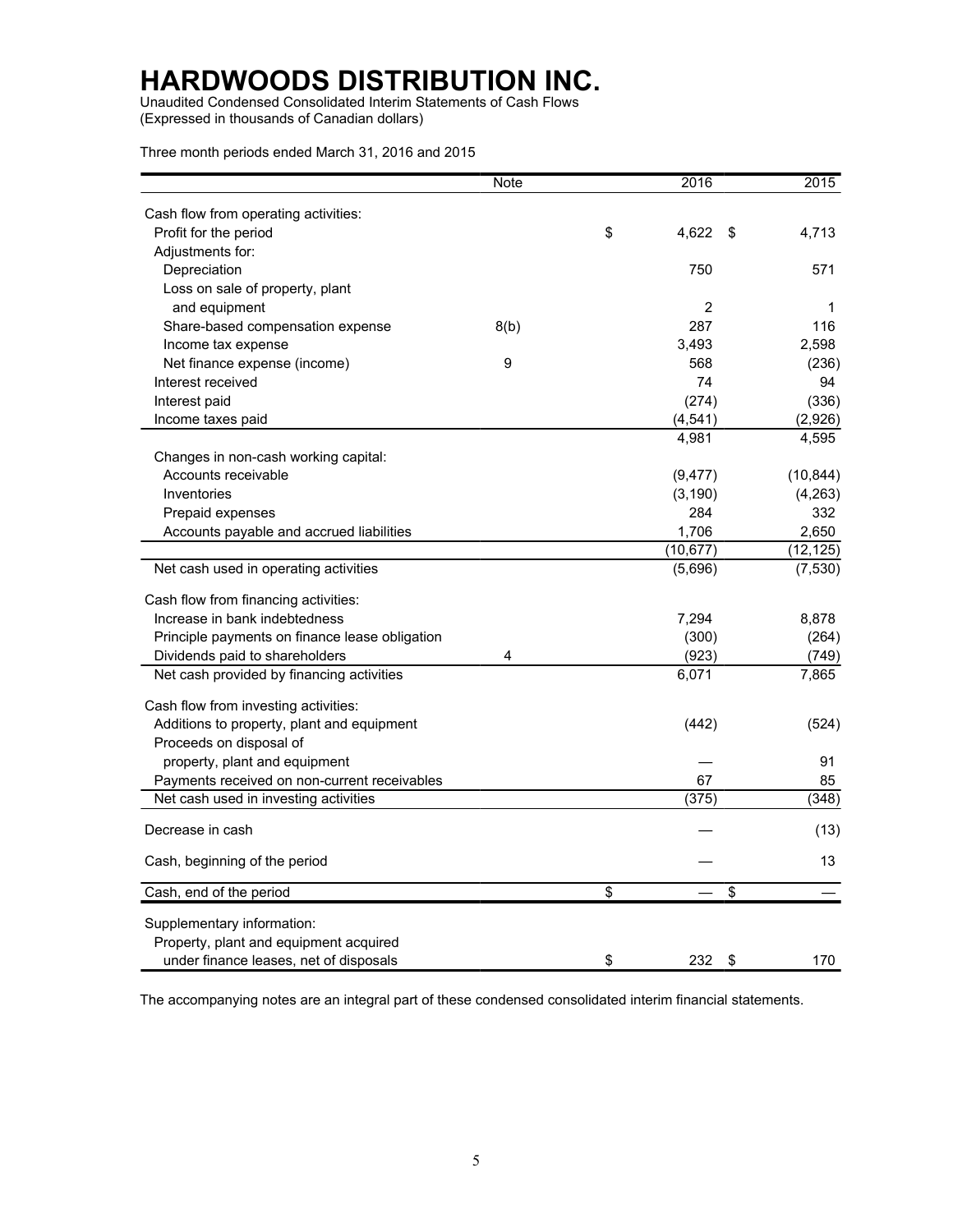# HARDWOODS DISTRIBUTION INC.

Unaudited Condensed Consolidated Interim Statements of Cash Flows
(Expressed in thousands of Canadian dollars)

Three month periods ended March 31, 2016 and 2015

| | Note | 2016 | 2015 |
|---|---|---|---|
| Cash flow from operating activities: | | | |
| Profit for the period | | $ 4,622 | $ 4,713 |
| Adjustments for: | | | |
| Depreciation | | 750 | 571 |
| Loss on sale of property, plant and equipment | | 2 | 1 |
| Share-based compensation expense | 8(b) | 287 | 116 |
| Income tax expense | | 3,493 | 2,598 |
| Net finance expense (income) | 9 | 568 | (236) |
| Interest received | | 74 | 94 |
| Interest paid | | (274) | (336) |
| Income taxes paid | | (4,541) | (2,926) |
| | | 4,981 | 4,595 |
| Changes in non-cash working capital: | | | |
| Accounts receivable | | (9,477) | (10,844) |
| Inventories | | (3,190) | (4,263) |
| Prepaid expenses | | 284 | 332 |
| Accounts payable and accrued liabilities | | 1,706 | 2,650 |
| | | (10,677) | (12,125) |
| Net cash used in operating activities | | (5,696) | (7,530) |
| Cash flow from financing activities: | | | |
| Increase in bank indebtedness | | 7,294 | 8,878 |
| Principle payments on finance lease obligation | | (300) | (264) |
| Dividends paid to shareholders | 4 | (923) | (749) |
| Net cash provided by financing activities | | 6,071 | 7,865 |
| Cash flow from investing activities: | | | |
| Additions to property, plant and equipment | | (442) | (524) |
| Proceeds on disposal of property, plant and equipment | | — | 91 |
| Payments received on non-current receivables | | 67 | 85 |
| Net cash used in investing activities | | (375) | (348) |
| Decrease in cash | | — | (13) |
| Cash, beginning of the period | | — | 13 |
| Cash, end of the period | | $ — | $ — |
| Supplementary information: | | | |
| Property, plant and equipment acquired under finance leases, net of disposals | | $ 232 | $ 170 |

The accompanying notes are an integral part of these condensed consolidated interim financial statements.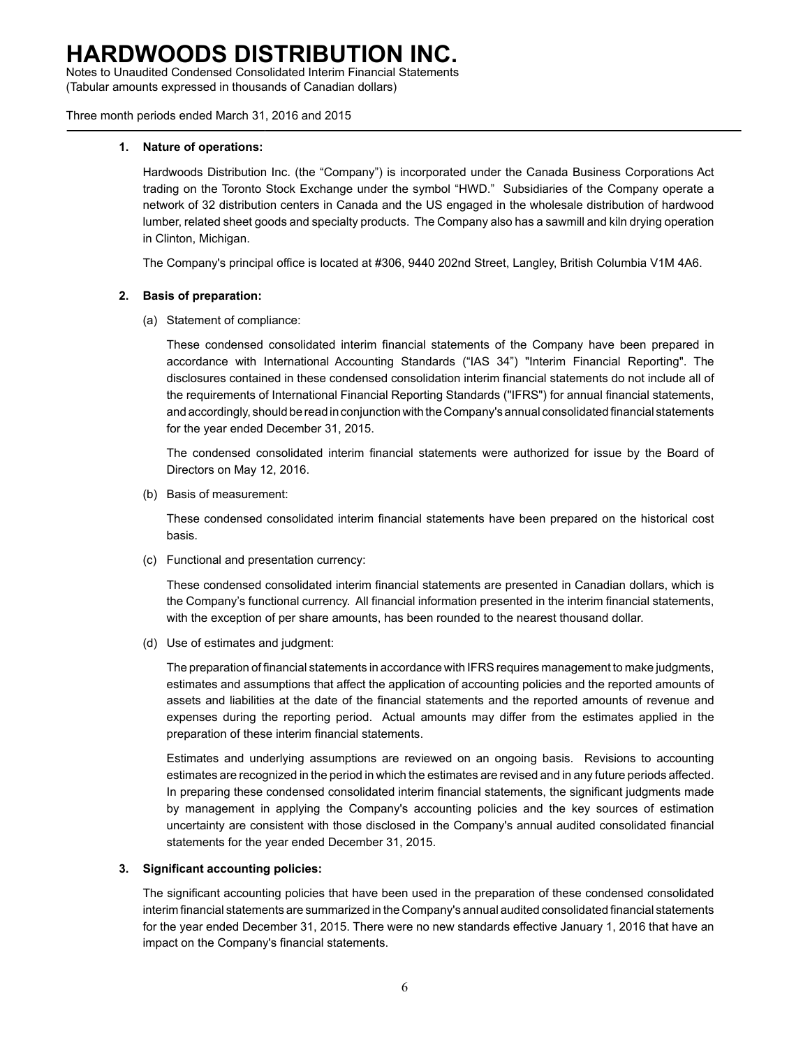# HARDWOODS DISTRIBUTION INC.

Notes to Unaudited Condensed Consolidated Interim Financial Statements
(Tabular amounts expressed in thousands of Canadian dollars)

Three month periods ended March 31, 2016 and 2015

## 1. Nature of operations:

Hardwoods Distribution Inc. (the "Company") is incorporated under the Canada Business Corporations Act trading on the Toronto Stock Exchange under the symbol "HWD." Subsidiaries of the Company operate a network of 32 distribution centers in Canada and the US engaged in the wholesale distribution of hardwood lumber, related sheet goods and specialty products. The Company also has a sawmill and kiln drying operation in Clinton, Michigan.

The Company's principal office is located at #306, 9440 202nd Street, Langley, British Columbia V1M 4A6.

## 2. Basis of preparation:

(a) Statement of compliance:

These condensed consolidated interim financial statements of the Company have been prepared in accordance with International Accounting Standards ("IAS 34") "Interim Financial Reporting". The disclosures contained in these condensed consolidation interim financial statements do not include all of the requirements of International Financial Reporting Standards ("IFRS") for annual financial statements, and accordingly, should be read in conjunction with the Company's annual consolidated financial statements for the year ended December 31, 2015.

The condensed consolidated interim financial statements were authorized for issue by the Board of Directors on May 12, 2016.

(b) Basis of measurement:

These condensed consolidated interim financial statements have been prepared on the historical cost basis.

(c) Functional and presentation currency:

These condensed consolidated interim financial statements are presented in Canadian dollars, which is the Company's functional currency. All financial information presented in the interim financial statements, with the exception of per share amounts, has been rounded to the nearest thousand dollar.

(d) Use of estimates and judgment:

The preparation of financial statements in accordance with IFRS requires management to make judgments, estimates and assumptions that affect the application of accounting policies and the reported amounts of assets and liabilities at the date of the financial statements and the reported amounts of revenue and expenses during the reporting period. Actual amounts may differ from the estimates applied in the preparation of these interim financial statements.

Estimates and underlying assumptions are reviewed on an ongoing basis. Revisions to accounting estimates are recognized in the period in which the estimates are revised and in any future periods affected. In preparing these condensed consolidated interim financial statements, the significant judgments made by management in applying the Company's accounting policies and the key sources of estimation uncertainty are consistent with those disclosed in the Company's annual audited consolidated financial statements for the year ended December 31, 2015.

## 3. Significant accounting policies:

The significant accounting policies that have been used in the preparation of these condensed consolidated interim financial statements are summarized in the Company's annual audited consolidated financial statements for the year ended December 31, 2015. There were no new standards effective January 1, 2016 that have an impact on the Company's financial statements.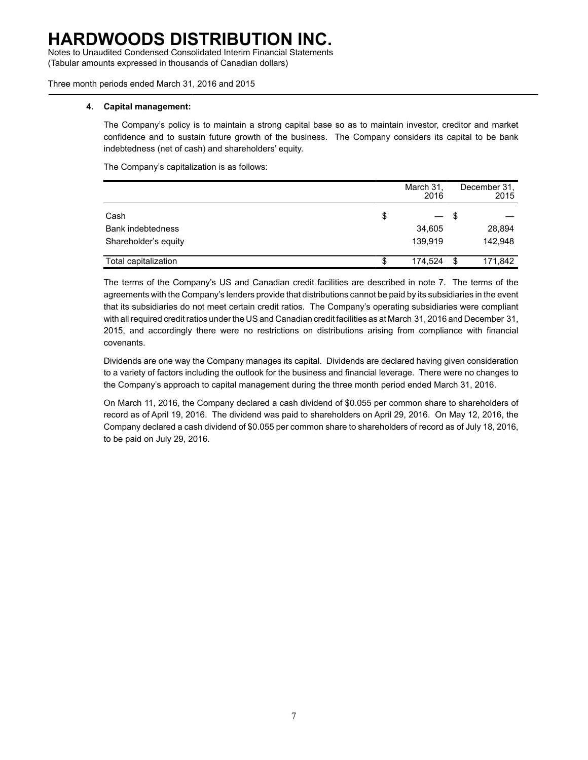#### 4. Capital management:

The Company's policy is to maintain a strong capital base so as to maintain investor, creditor and market confidence and to sustain future growth of the business. The Company considers its capital to be bank indebtedness (net of cash) and shareholders' equity.

The Company's capitalization is as follows:

| | March 31, 2016 | December 31, 2015 |
|---|---|---|
| Cash | $ — | $ — |
| Bank indebtedness | 34,605 | 28,894 |
| Shareholder's equity | 139,919 | 142,948 |
| Total capitalization | $ 174,524 | $ 171,842 |

The terms of the Company's US and Canadian credit facilities are described in note 7. The terms of the agreements with the Company's lenders provide that distributions cannot be paid by its subsidiaries in the event that its subsidiaries do not meet certain credit ratios. The Company's operating subsidiaries were compliant with all required credit ratios under the US and Canadian credit facilities as at March 31, 2016 and December 31, 2015, and accordingly there were no restrictions on distributions arising from compliance with financial covenants.

Dividends are one way the Company manages its capital. Dividends are declared having given consideration to a variety of factors including the outlook for the business and financial leverage. There were no changes to the Company's approach to capital management during the three month period ended March 31, 2016.

On March 11, 2016, the Company declared a cash dividend of $0.055 per common share to shareholders of record as of April 19, 2016. The dividend was paid to shareholders on April 29, 2016. On May 12, 2016, the Company declared a cash dividend of $0.055 per common share to shareholders of record as of July 18, 2016, to be paid on July 29, 2016.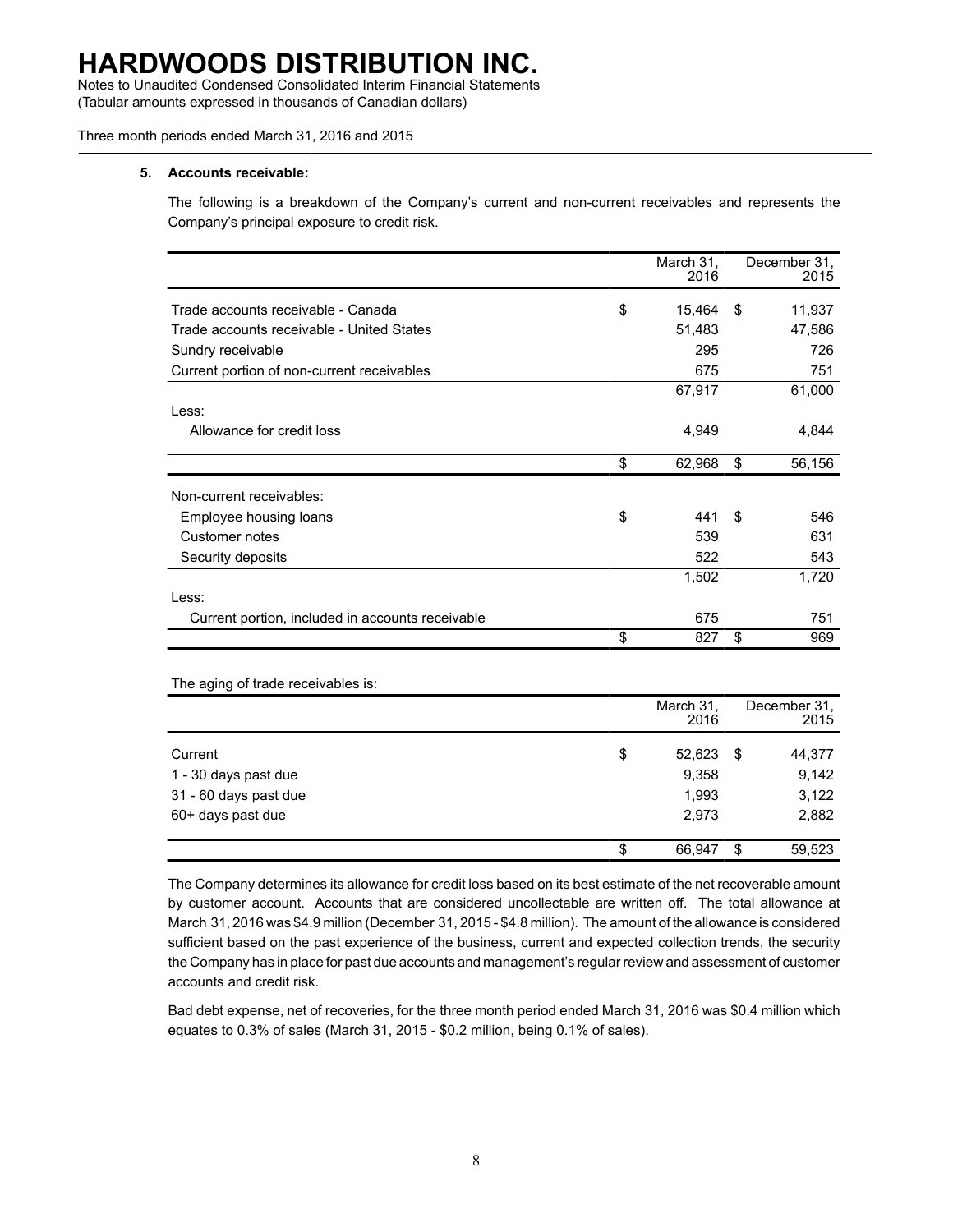# HARDWOODS DISTRIBUTION INC.

Notes to Unaudited Condensed Consolidated Interim Financial Statements
(Tabular amounts expressed in thousands of Canadian dollars)

Three month periods ended March 31, 2016 and 2015

**5. Accounts receivable:**

The following is a breakdown of the Company's current and non-current receivables and represents the Company's principal exposure to credit risk.

| | March 31, 2016 | December 31, 2015 |
|---|---|---|
| Trade accounts receivable - Canada | $ 15,464 | $ 11,937 |
| Trade accounts receivable - United States | 51,483 | 47,586 |
| Sundry receivable | 295 | 726 |
| Current portion of non-current receivables | 675 | 751 |
| | 67,917 | 61,000 |
| Less: | | |
| Allowance for credit loss | 4,949 | 4,844 |
| | $ 62,968 | $ 56,156 |
| Non-current receivables: | | |
| Employee housing loans | $ 441 | $ 546 |
| Customer notes | 539 | 631 |
| Security deposits | 522 | 543 |
| | 1,502 | 1,720 |
| Less: | | |
| Current portion, included in accounts receivable | 675 | 751 |
| | $ 827 | $ 969 |

The aging of trade receivables is:

| | March 31, 2016 | December 31, 2015 |
|---|---|---|
| Current | $ 52,623 | $ 44,377 |
| 1 - 30 days past due | 9,358 | 9,142 |
| 31 - 60 days past due | 1,993 | 3,122 |
| 60+ days past due | 2,973 | 2,882 |
| | $ 66,947 | $ 59,523 |

The Company determines its allowance for credit loss based on its best estimate of the net recoverable amount by customer account. Accounts that are considered uncollectable are written off. The total allowance at March 31, 2016 was $4.9 million (December 31, 2015 - $4.8 million). The amount of the allowance is considered sufficient based on the past experience of the business, current and expected collection trends, the security the Company has in place for past due accounts and management's regular review and assessment of customer accounts and credit risk.

Bad debt expense, net of recoveries, for the three month period ended March 31, 2016 was $0.4 million which equates to 0.3% of sales (March 31, 2015 - $0.2 million, being 0.1% of sales).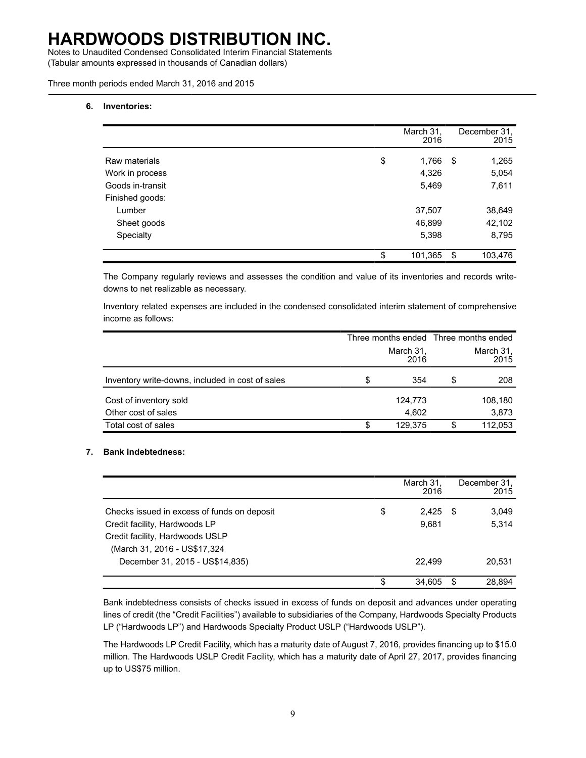### 6. Inventories:

| | March 31, 2016 | December 31, 2015 |
|---|---|---|
| Raw materials | $ 1,766 | $ 1,265 |
| Work in process | 4,326 | 5,054 |
| Goods in-transit | 5,469 | 7,611 |
| Finished goods: | | |
| Lumber | 37,507 | 38,649 |
| Sheet goods | 46,899 | 42,102 |
| Specialty | 5,398 | 8,795 |
| | $ 101,365 | $ 103,476 |

The Company regularly reviews and assesses the condition and value of its inventories and records write-downs to net realizable as necessary.

Inventory related expenses are included in the condensed consolidated interim statement of comprehensive income as follows:

| | Three months ended March 31, 2016 | Three months ended March 31, 2015 |
|---|---|---|
| Inventory write-downs, included in cost of sales | $ 354 | $ 208 |
| Cost of inventory sold | 124,773 | 108,180 |
| Other cost of sales | 4,602 | 3,873 |
| Total cost of sales | $ 129,375 | $ 112,053 |

### 7. Bank indebtedness:

| | March 31, 2016 | December 31, 2015 |
|---|---|---|
| Checks issued in excess of funds on deposit | $ 2,425 | $ 3,049 |
| Credit facility, Hardwoods LP | 9,681 | 5,314 |
| Credit facility, Hardwoods USLP (March 31, 2016 - US$17,324 December 31, 2015 - US$14,835) | 22,499 | 20,531 |
| | $ 34,605 | $ 28,894 |

Bank indebtedness consists of checks issued in excess of funds on deposit and advances under operating lines of credit (the "Credit Facilities") available to subsidiaries of the Company, Hardwoods Specialty Products LP ("Hardwoods LP") and Hardwoods Specialty Product USLP ("Hardwoods USLP").

The Hardwoods LP Credit Facility, which has a maturity date of August 7, 2016, provides financing up to $15.0 million. The Hardwoods USLP Credit Facility, which has a maturity date of April 27, 2017, provides financing up to US$75 million.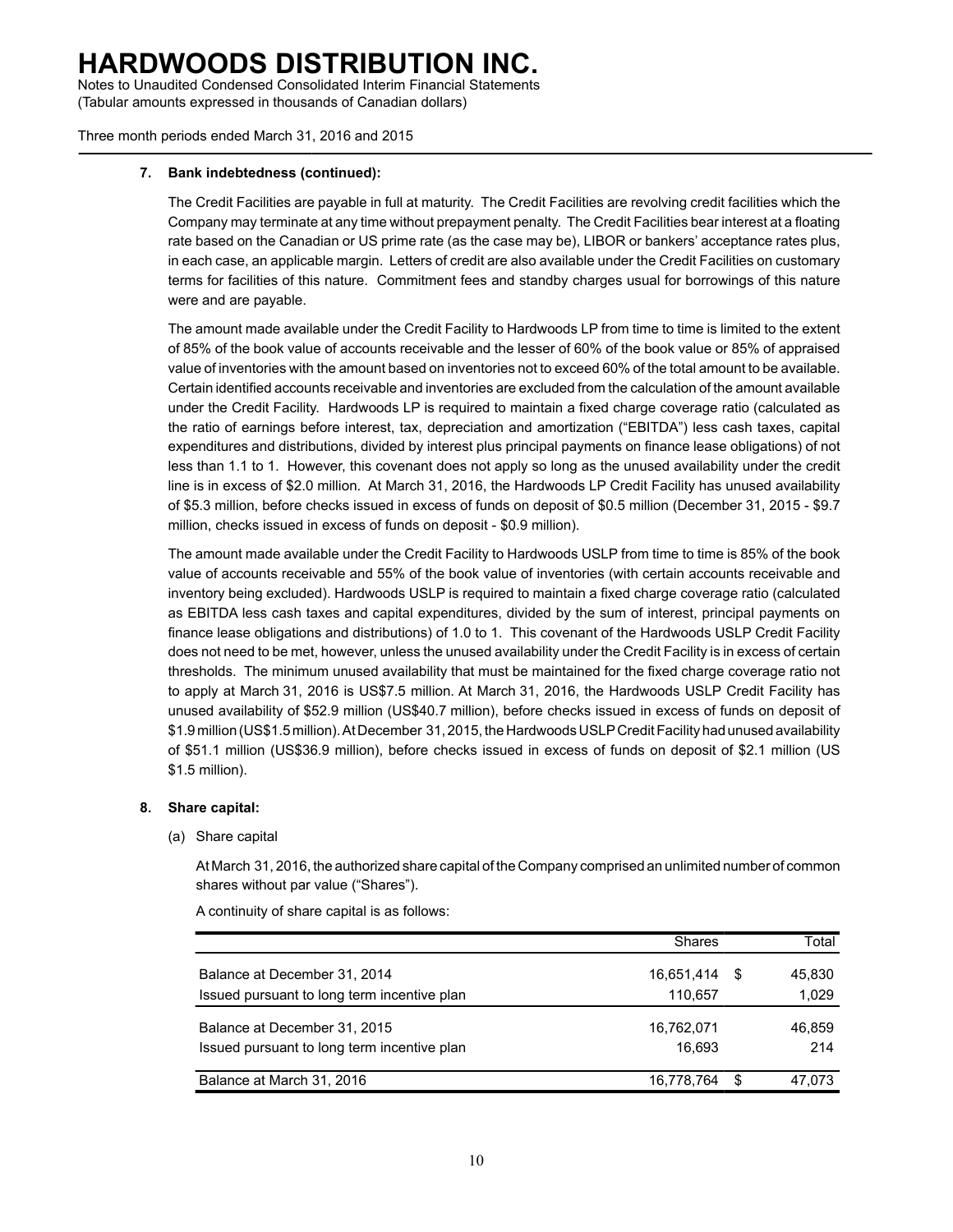### 7. Bank indebtedness (continued):

The Credit Facilities are payable in full at maturity. The Credit Facilities are revolving credit facilities which the Company may terminate at any time without prepayment penalty. The Credit Facilities bear interest at a floating rate based on the Canadian or US prime rate (as the case may be), LIBOR or bankers' acceptance rates plus, in each case, an applicable margin. Letters of credit are also available under the Credit Facilities on customary terms for facilities of this nature. Commitment fees and standby charges usual for borrowings of this nature were and are payable.

The amount made available under the Credit Facility to Hardwoods LP from time to time is limited to the extent of 85% of the book value of accounts receivable and the lesser of 60% of the book value or 85% of appraised value of inventories with the amount based on inventories not to exceed 60% of the total amount to be available. Certain identified accounts receivable and inventories are excluded from the calculation of the amount available under the Credit Facility. Hardwoods LP is required to maintain a fixed charge coverage ratio (calculated as the ratio of earnings before interest, tax, depreciation and amortization ("EBITDA") less cash taxes, capital expenditures and distributions, divided by interest plus principal payments on finance lease obligations) of not less than 1.1 to 1. However, this covenant does not apply so long as the unused availability under the credit line is in excess of $2.0 million. At March 31, 2016, the Hardwoods LP Credit Facility has unused availability of $5.3 million, before checks issued in excess of funds on deposit of $0.5 million (December 31, 2015 - $9.7 million, checks issued in excess of funds on deposit - $0.9 million).

The amount made available under the Credit Facility to Hardwoods USLP from time to time is 85% of the book value of accounts receivable and 55% of the book value of inventories (with certain accounts receivable and inventory being excluded). Hardwoods USLP is required to maintain a fixed charge coverage ratio (calculated as EBITDA less cash taxes and capital expenditures, divided by the sum of interest, principal payments on finance lease obligations and distributions) of 1.0 to 1. This covenant of the Hardwoods USLP Credit Facility does not need to be met, however, unless the unused availability under the Credit Facility is in excess of certain thresholds. The minimum unused availability that must be maintained for the fixed charge coverage ratio not to apply at March 31, 2016 is US$7.5 million. At March 31, 2016, the Hardwoods USLP Credit Facility has unused availability of $52.9 million (US$40.7 million), before checks issued in excess of funds on deposit of $1.9 million (US$1.5 million). At December 31, 2015, the Hardwoods USLP Credit Facility had unused availability of $51.1 million (US$36.9 million), before checks issued in excess of funds on deposit of $2.1 million (US $1.5 million).

### 8. Share capital:

(a) Share capital

At March 31, 2016, the authorized share capital of the Company comprised an unlimited number of common shares without par value ("Shares").

A continuity of share capital is as follows:

| | Shares | Total |
|---|---|---|
| Balance at December 31, 2014 | 16,651,414 | $ 45,830 |
| Issued pursuant to long term incentive plan | 110,657 | 1,029 |
| Balance at December 31, 2015 | 16,762,071 | 46,859 |
| Issued pursuant to long term incentive plan | 16,693 | 214 |
| Balance at March 31, 2016 | 16,778,764 | $ 47,073 |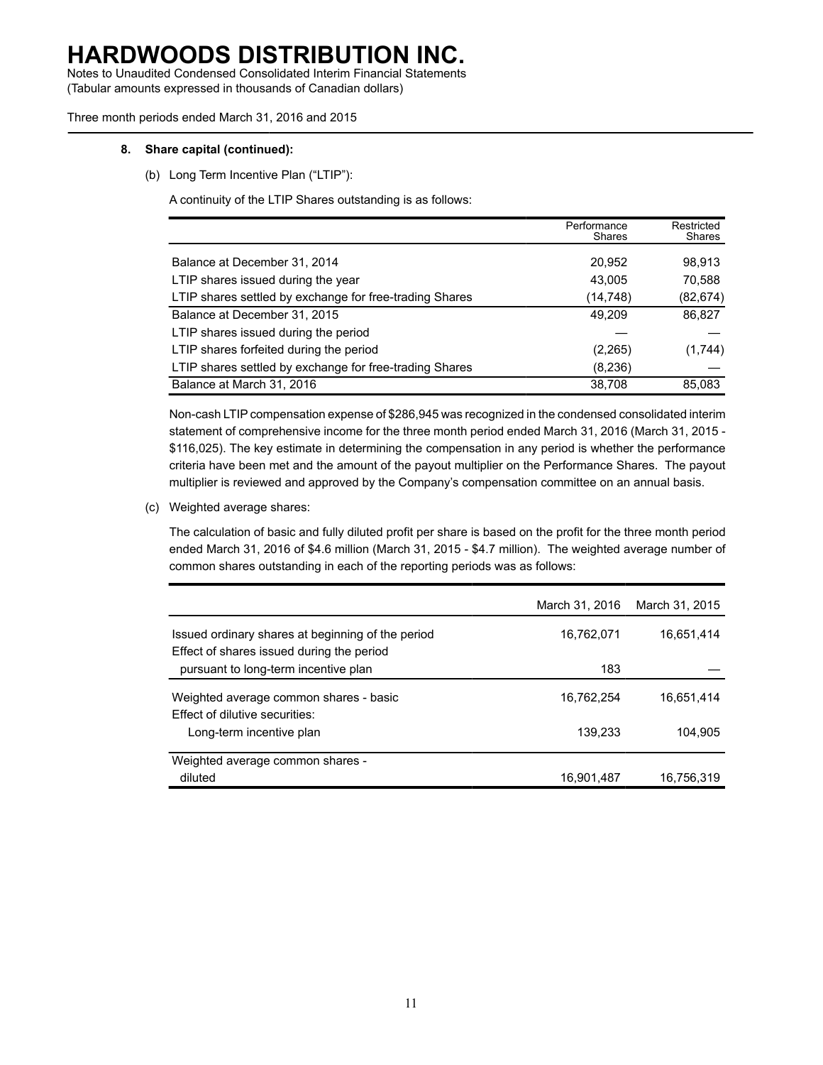# HARDWOODS DISTRIBUTION INC.

Notes to Unaudited Condensed Consolidated Interim Financial Statements
(Tabular amounts expressed in thousands of Canadian dollars)

Three month periods ended March 31, 2016 and 2015

**8. Share capital (continued):**

(b) Long Term Incentive Plan ("LTIP"):

A continuity of the LTIP Shares outstanding is as follows:

| | Performance Shares | Restricted Shares |
|---|---|---|
| Balance at December 31, 2014 | 20,952 | 98,913 |
| LTIP shares issued during the year | 43,005 | 70,588 |
| LTIP shares settled by exchange for free-trading Shares | (14,748) | (82,674) |
| Balance at December 31, 2015 | 49,209 | 86,827 |
| LTIP shares issued during the period | — | — |
| LTIP shares forfeited during the period | (2,265) | (1,744) |
| LTIP shares settled by exchange for free-trading Shares | (8,236) | — |
| Balance at March 31, 2016 | 38,708 | 85,083 |

Non-cash LTIP compensation expense of $286,945 was recognized in the condensed consolidated interim statement of comprehensive income for the three month period ended March 31, 2016 (March 31, 2015 - $116,025). The key estimate in determining the compensation in any period is whether the performance criteria have been met and the amount of the payout multiplier on the Performance Shares. The payout multiplier is reviewed and approved by the Company's compensation committee on an annual basis.

(c) Weighted average shares:

The calculation of basic and fully diluted profit per share is based on the profit for the three month period ended March 31, 2016 of $4.6 million (March 31, 2015 - $4.7 million). The weighted average number of common shares outstanding in each of the reporting periods was as follows:

| | March 31, 2016 | March 31, 2015 |
|---|---|---|
| Issued ordinary shares at beginning of the period | 16,762,071 | 16,651,414 |
| Effect of shares issued during the period pursuant to long-term incentive plan | 183 | — |
| Weighted average common shares - basic | 16,762,254 | 16,651,414 |
| Effect of dilutive securities: | | |
| Long-term incentive plan | 139,233 | 104,905 |
| Weighted average common shares - diluted | 16,901,487 | 16,756,319 |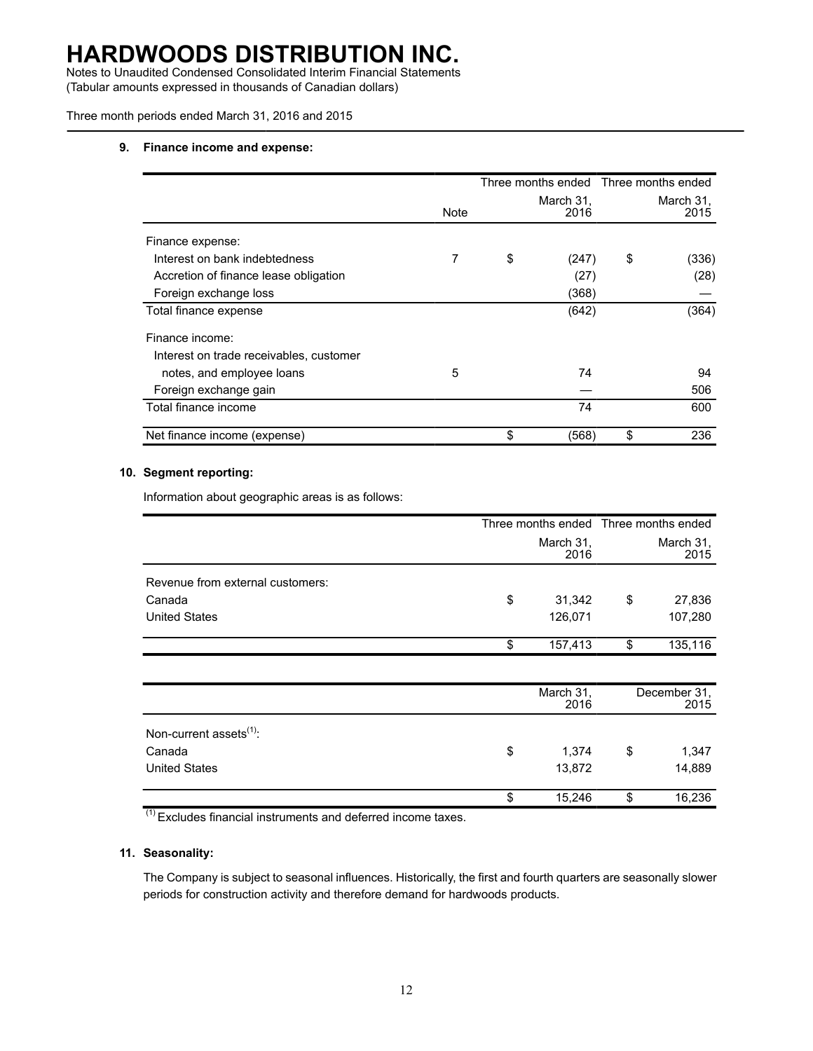# HARDWOODS DISTRIBUTION INC.

Notes to Unaudited Condensed Consolidated Interim Financial Statements
(Tabular amounts expressed in thousands of Canadian dollars)

Three month periods ended March 31, 2016 and 2015

## 9. Finance income and expense:

| | Note | Three months ended March 31, 2016 | Three months ended March 31, 2015 |
|---|---|---|---|
| Finance expense: | | | |
| Interest on bank indebtedness | 7 | $ (247) | $ (336) |
| Accretion of finance lease obligation | | (27) | (28) |
| Foreign exchange loss | | (368) | — |
| Total finance expense | | (642) | (364) |
| Finance income: | | | |
| Interest on trade receivables, customer notes, and employee loans | 5 | 74 | 94 |
| Foreign exchange gain | | — | 506 |
| Total finance income | | 74 | 600 |
| Net finance income (expense) | | $ (568) | $ 236 |

## 10. Segment reporting:

Information about geographic areas is as follows:

| | Three months ended March 31, 2016 | Three months ended March 31, 2015 |
|---|---|---|
| Revenue from external customers: | | |
| Canada | $ 31,342 | $ 27,836 |
| United States | 126,071 | 107,280 |
| | $ 157,413 | $ 135,116 |

| | March 31, 2016 | December 31, 2015 |
|---|---|---|
| Non-current assets[(1)]: | | |
| Canada | $ 1,374 | $ 1,347 |
| United States | 13,872 | 14,889 |
| | $ 15,246 | $ 16,236 |

[(1)] Excludes financial instruments and deferred income taxes.

## 11. Seasonality:

The Company is subject to seasonal influences. Historically, the first and fourth quarters are seasonally slower periods for construction activity and therefore demand for hardwoods products.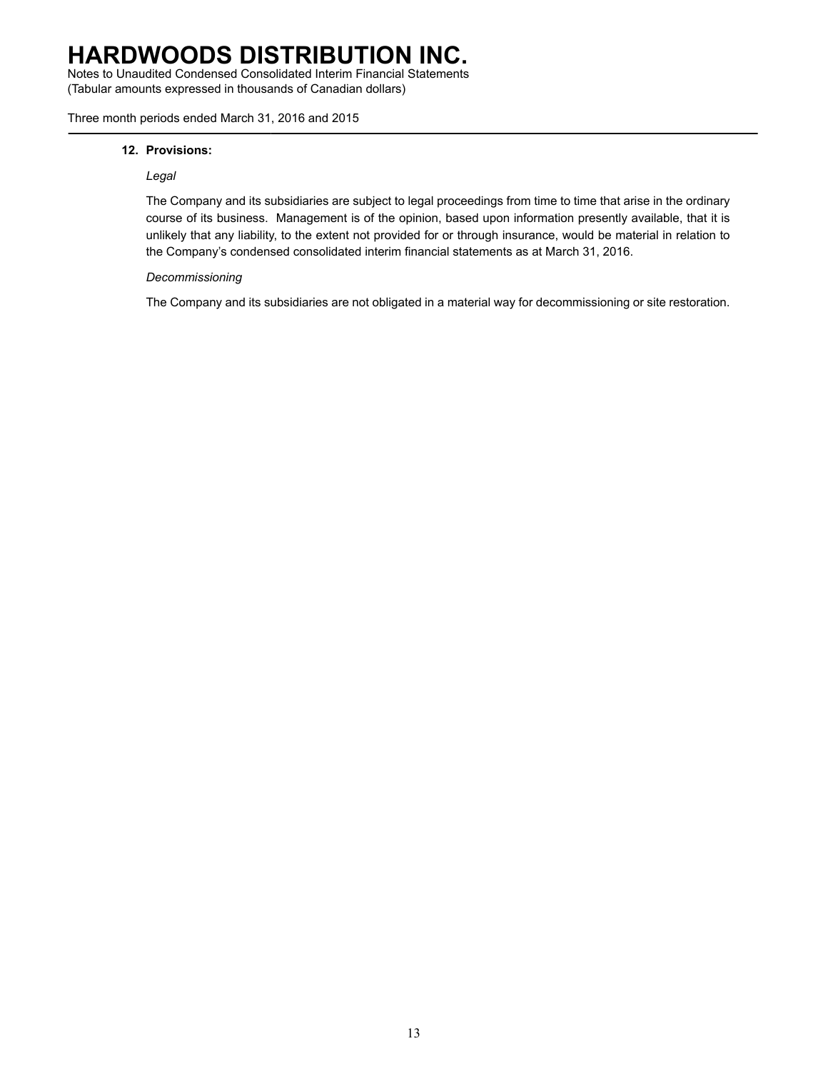**12. Provisions:**

*Legal*

The Company and its subsidiaries are subject to legal proceedings from time to time that arise in the ordinary course of its business. Management is of the opinion, based upon information presently available, that it is unlikely that any liability, to the extent not provided for or through insurance, would be material in relation to the Company's condensed consolidated interim financial statements as at March 31, 2016.

*Decommissioning*

The Company and its subsidiaries are not obligated in a material way for decommissioning or site restoration.